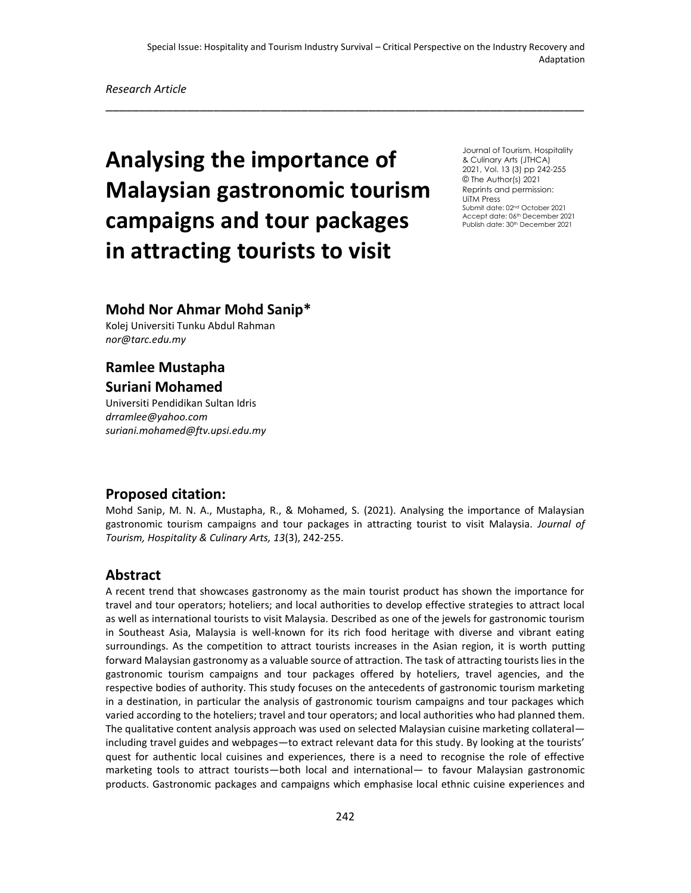*Research Article*

# Analysing the importance of Malaysian gastronomic tourism campaigns and tour packages in attracting tourists to visit

Journal of Tourism, Hospitality & Culinary Arts (JTHCA)
2021, Vol. 13 (3) pp 242-255
© The Author(s) 2021
Reprints and permission:
UiTM Press
Submit date: 02nd October 2021
Accept date: 06th December 2021
Publish date: 30th December 2021

## Mohd Nor Ahmar Mohd Sanip*

Kolej Universiti Tunku Abdul Rahman
*nor@tarc.edu.my*

## Ramlee Mustapha

## Suriani Mohamed

Universiti Pendidikan Sultan Idris
*drramlee@yahoo.com*
*suriani.mohamed@ftv.upsi.edu.my*

## Proposed citation:

Mohd Sanip, M. N. A., Mustapha, R., & Mohamed, S. (2021). Analysing the importance of Malaysian gastronomic tourism campaigns and tour packages in attracting tourist to visit Malaysia. *Journal of Tourism, Hospitality & Culinary Arts, 13*(3), 242-255.

## Abstract

A recent trend that showcases gastronomy as the main tourist product has shown the importance for travel and tour operators; hoteliers; and local authorities to develop effective strategies to attract local as well as international tourists to visit Malaysia. Described as one of the jewels for gastronomic tourism in Southeast Asia, Malaysia is well-known for its rich food heritage with diverse and vibrant eating surroundings. As the competition to attract tourists increases in the Asian region, it is worth putting forward Malaysian gastronomy as a valuable source of attraction. The task of attracting tourists lies in the gastronomic tourism campaigns and tour packages offered by hoteliers, travel agencies, and the respective bodies of authority. This study focuses on the antecedents of gastronomic tourism marketing in a destination, in particular the analysis of gastronomic tourism campaigns and tour packages which varied according to the hoteliers; travel and tour operators; and local authorities who had planned them. The qualitative content analysis approach was used on selected Malaysian cuisine marketing collateral—including travel guides and webpages—to extract relevant data for this study. By looking at the tourists' quest for authentic local cuisines and experiences, there is a need to recognise the role of effective marketing tools to attract tourists—both local and international— to favour Malaysian gastronomic products. Gastronomic packages and campaigns which emphasise local ethnic cuisine experiences and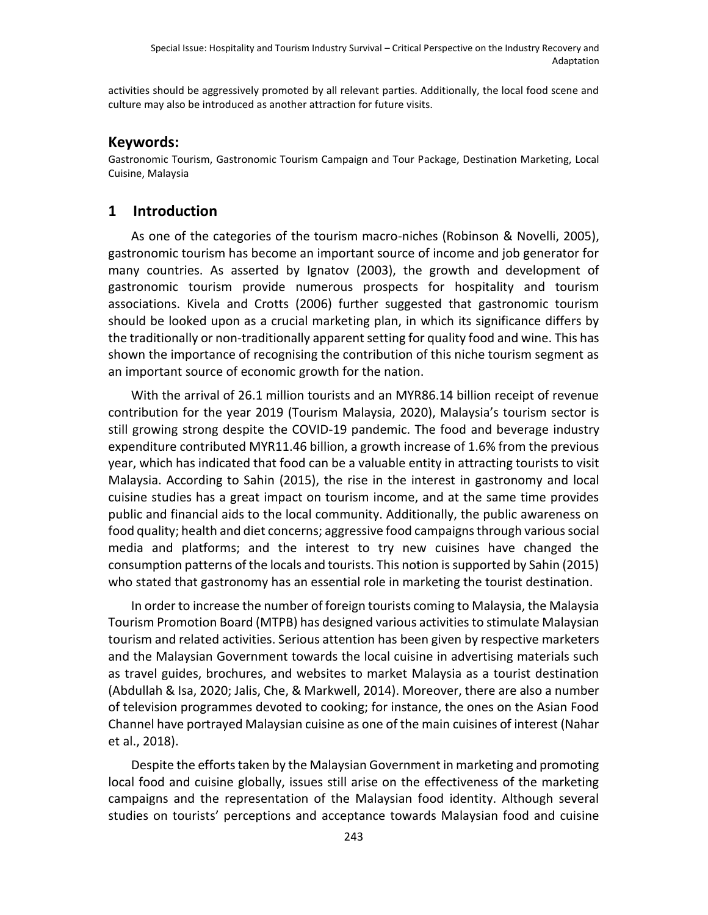activities should be aggressively promoted by all relevant parties. Additionally, the local food scene and culture may also be introduced as another attraction for future visits.

## Keywords:

Gastronomic Tourism, Gastronomic Tourism Campaign and Tour Package, Destination Marketing, Local Cuisine, Malaysia

## 1 Introduction

As one of the categories of the tourism macro-niches (Robinson & Novelli, 2005), gastronomic tourism has become an important source of income and job generator for many countries. As asserted by Ignatov (2003), the growth and development of gastronomic tourism provide numerous prospects for hospitality and tourism associations. Kivela and Crotts (2006) further suggested that gastronomic tourism should be looked upon as a crucial marketing plan, in which its significance differs by the traditionally or non-traditionally apparent setting for quality food and wine. This has shown the importance of recognising the contribution of this niche tourism segment as an important source of economic growth for the nation.

With the arrival of 26.1 million tourists and an MYR86.14 billion receipt of revenue contribution for the year 2019 (Tourism Malaysia, 2020), Malaysia's tourism sector is still growing strong despite the COVID-19 pandemic. The food and beverage industry expenditure contributed MYR11.46 billion, a growth increase of 1.6% from the previous year, which has indicated that food can be a valuable entity in attracting tourists to visit Malaysia. According to Sahin (2015), the rise in the interest in gastronomy and local cuisine studies has a great impact on tourism income, and at the same time provides public and financial aids to the local community. Additionally, the public awareness on food quality; health and diet concerns; aggressive food campaigns through various social media and platforms; and the interest to try new cuisines have changed the consumption patterns of the locals and tourists. This notion is supported by Sahin (2015) who stated that gastronomy has an essential role in marketing the tourist destination.

In order to increase the number of foreign tourists coming to Malaysia, the Malaysia Tourism Promotion Board (MTPB) has designed various activities to stimulate Malaysian tourism and related activities. Serious attention has been given by respective marketers and the Malaysian Government towards the local cuisine in advertising materials such as travel guides, brochures, and websites to market Malaysia as a tourist destination (Abdullah & Isa, 2020; Jalis, Che, & Markwell, 2014). Moreover, there are also a number of television programmes devoted to cooking; for instance, the ones on the Asian Food Channel have portrayed Malaysian cuisine as one of the main cuisines of interest (Nahar et al., 2018).

Despite the efforts taken by the Malaysian Government in marketing and promoting local food and cuisine globally, issues still arise on the effectiveness of the marketing campaigns and the representation of the Malaysian food identity. Although several studies on tourists' perceptions and acceptance towards Malaysian food and cuisine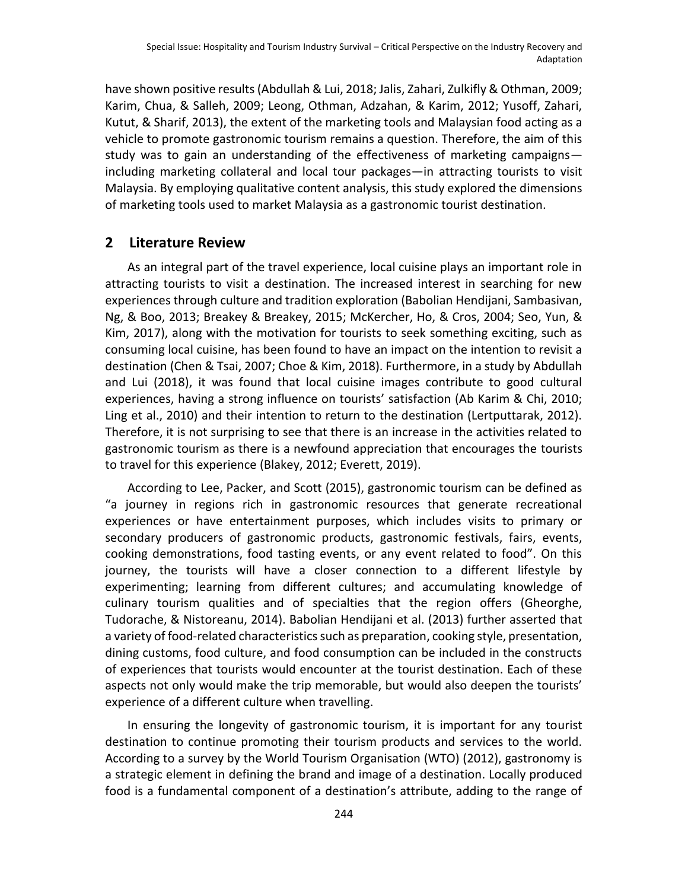have shown positive results (Abdullah & Lui, 2018; Jalis, Zahari, Zulkifly & Othman, 2009; Karim, Chua, & Salleh, 2009; Leong, Othman, Adzahan, & Karim, 2012; Yusoff, Zahari, Kutut, & Sharif, 2013), the extent of the marketing tools and Malaysian food acting as a vehicle to promote gastronomic tourism remains a question. Therefore, the aim of this study was to gain an understanding of the effectiveness of marketing campaigns—including marketing collateral and local tour packages—in attracting tourists to visit Malaysia. By employing qualitative content analysis, this study explored the dimensions of marketing tools used to market Malaysia as a gastronomic tourist destination.

## 2 Literature Review

As an integral part of the travel experience, local cuisine plays an important role in attracting tourists to visit a destination. The increased interest in searching for new experiences through culture and tradition exploration (Babolian Hendijani, Sambasivan, Ng, & Boo, 2013; Breakey & Breakey, 2015; McKercher, Ho, & Cros, 2004; Seo, Yun, & Kim, 2017), along with the motivation for tourists to seek something exciting, such as consuming local cuisine, has been found to have an impact on the intention to revisit a destination (Chen & Tsai, 2007; Choe & Kim, 2018). Furthermore, in a study by Abdullah and Lui (2018), it was found that local cuisine images contribute to good cultural experiences, having a strong influence on tourists' satisfaction (Ab Karim & Chi, 2010; Ling et al., 2010) and their intention to return to the destination (Lertputtarak, 2012). Therefore, it is not surprising to see that there is an increase in the activities related to gastronomic tourism as there is a newfound appreciation that encourages the tourists to travel for this experience (Blakey, 2012; Everett, 2019).

According to Lee, Packer, and Scott (2015), gastronomic tourism can be defined as "a journey in regions rich in gastronomic resources that generate recreational experiences or have entertainment purposes, which includes visits to primary or secondary producers of gastronomic products, gastronomic festivals, fairs, events, cooking demonstrations, food tasting events, or any event related to food". On this journey, the tourists will have a closer connection to a different lifestyle by experimenting; learning from different cultures; and accumulating knowledge of culinary tourism qualities and of specialties that the region offers (Gheorghe, Tudorache, & Nistoreanu, 2014). Babolian Hendijani et al. (2013) further asserted that a variety of food-related characteristics such as preparation, cooking style, presentation, dining customs, food culture, and food consumption can be included in the constructs of experiences that tourists would encounter at the tourist destination. Each of these aspects not only would make the trip memorable, but would also deepen the tourists' experience of a different culture when travelling.

In ensuring the longevity of gastronomic tourism, it is important for any tourist destination to continue promoting their tourism products and services to the world. According to a survey by the World Tourism Organisation (WTO) (2012), gastronomy is a strategic element in defining the brand and image of a destination. Locally produced food is a fundamental component of a destination's attribute, adding to the range of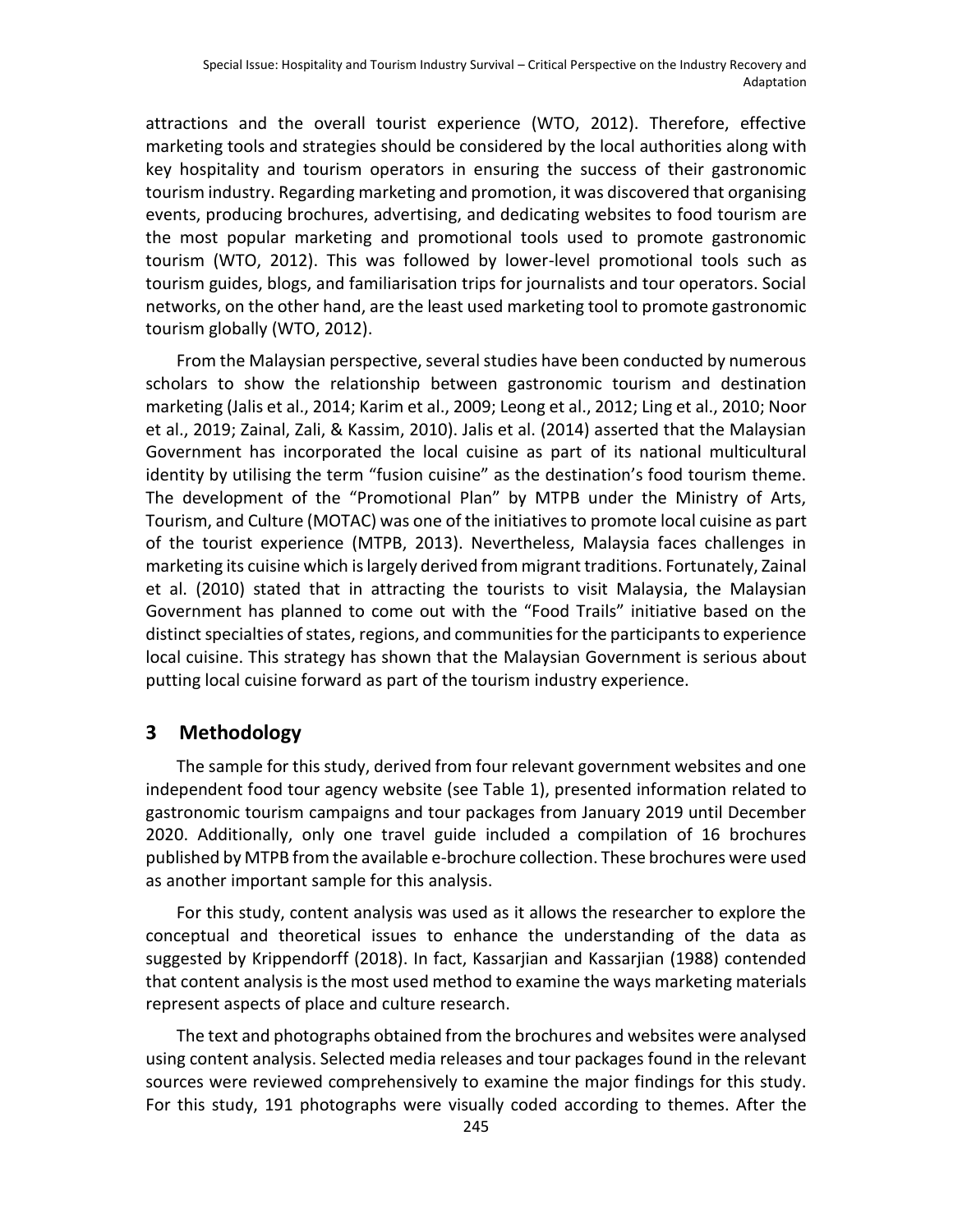attractions and the overall tourist experience (WTO, 2012). Therefore, effective marketing tools and strategies should be considered by the local authorities along with key hospitality and tourism operators in ensuring the success of their gastronomic tourism industry. Regarding marketing and promotion, it was discovered that organising events, producing brochures, advertising, and dedicating websites to food tourism are the most popular marketing and promotional tools used to promote gastronomic tourism (WTO, 2012). This was followed by lower-level promotional tools such as tourism guides, blogs, and familiarisation trips for journalists and tour operators. Social networks, on the other hand, are the least used marketing tool to promote gastronomic tourism globally (WTO, 2012).

From the Malaysian perspective, several studies have been conducted by numerous scholars to show the relationship between gastronomic tourism and destination marketing (Jalis et al., 2014; Karim et al., 2009; Leong et al., 2012; Ling et al., 2010; Noor et al., 2019; Zainal, Zali, & Kassim, 2010). Jalis et al. (2014) asserted that the Malaysian Government has incorporated the local cuisine as part of its national multicultural identity by utilising the term "fusion cuisine" as the destination's food tourism theme. The development of the "Promotional Plan" by MTPB under the Ministry of Arts, Tourism, and Culture (MOTAC) was one of the initiatives to promote local cuisine as part of the tourist experience (MTPB, 2013). Nevertheless, Malaysia faces challenges in marketing its cuisine which is largely derived from migrant traditions. Fortunately, Zainal et al. (2010) stated that in attracting the tourists to visit Malaysia, the Malaysian Government has planned to come out with the "Food Trails" initiative based on the distinct specialties of states, regions, and communities for the participants to experience local cuisine. This strategy has shown that the Malaysian Government is serious about putting local cuisine forward as part of the tourism industry experience.

## 3 Methodology

The sample for this study, derived from four relevant government websites and one independent food tour agency website (see Table 1), presented information related to gastronomic tourism campaigns and tour packages from January 2019 until December 2020. Additionally, only one travel guide included a compilation of 16 brochures published by MTPB from the available e-brochure collection. These brochures were used as another important sample for this analysis.

For this study, content analysis was used as it allows the researcher to explore the conceptual and theoretical issues to enhance the understanding of the data as suggested by Krippendorff (2018). In fact, Kassarjian and Kassarjian (1988) contended that content analysis is the most used method to examine the ways marketing materials represent aspects of place and culture research.

The text and photographs obtained from the brochures and websites were analysed using content analysis. Selected media releases and tour packages found in the relevant sources were reviewed comprehensively to examine the major findings for this study. For this study, 191 photographs were visually coded according to themes. After the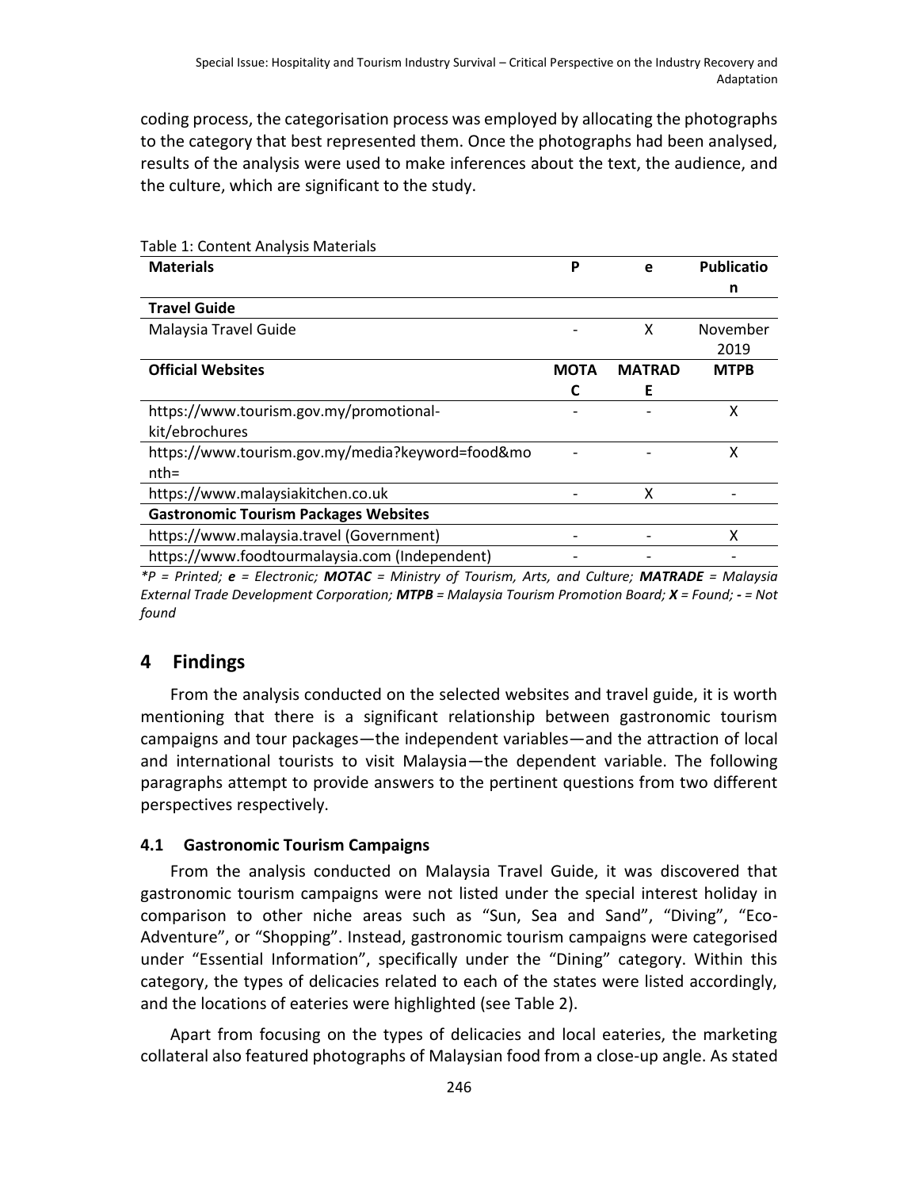coding process, the categorisation process was employed by allocating the photographs to the category that best represented them. Once the photographs had been analysed, results of the analysis were used to make inferences about the text, the audience, and the culture, which are significant to the study.

Table 1: Content Analysis Materials

| **Materials** | **P** | **e** | **Publication** |
|---|---|---|---|
| **Travel Guide** | | | |
| Malaysia Travel Guide | - | X | November 2019 |
| **Official Websites** | **MOTAC** | **MATRADE** | **MTPB** |
| https://www.tourism.gov.my/promotional-kit/ebrochures | - | - | X |
| https://www.tourism.gov.my/media?keyword=food&month= | - | - | X |
| https://www.malaysiakitchen.co.uk | - | X | - |
| **Gastronomic Tourism Packages Websites** | | | |
| https://www.malaysia.travel (Government) | - | - | X |
| https://www.foodtourmalaysia.com (Independent) | - | - | - |

**P* = Printed; ***e*** = Electronic; ***MOTAC*** = Ministry of Tourism, Arts, and Culture; ***MATRADE*** = Malaysia External Trade Development Corporation; ***MTPB*** = Malaysia Tourism Promotion Board; ***X*** = Found; ***-*** = Not found*

# 4 Findings

From the analysis conducted on the selected websites and travel guide, it is worth mentioning that there is a significant relationship between gastronomic tourism campaigns and tour packages—the independent variables—and the attraction of local and international tourists to visit Malaysia—the dependent variable. The following paragraphs attempt to provide answers to the pertinent questions from two different perspectives respectively.

## 4.1 Gastronomic Tourism Campaigns

From the analysis conducted on Malaysia Travel Guide, it was discovered that gastronomic tourism campaigns were not listed under the special interest holiday in comparison to other niche areas such as "Sun, Sea and Sand", "Diving", "Eco-Adventure", or "Shopping". Instead, gastronomic tourism campaigns were categorised under "Essential Information", specifically under the "Dining" category. Within this category, the types of delicacies related to each of the states were listed accordingly, and the locations of eateries were highlighted (see Table 2).

Apart from focusing on the types of delicacies and local eateries, the marketing collateral also featured photographs of Malaysian food from a close-up angle. As stated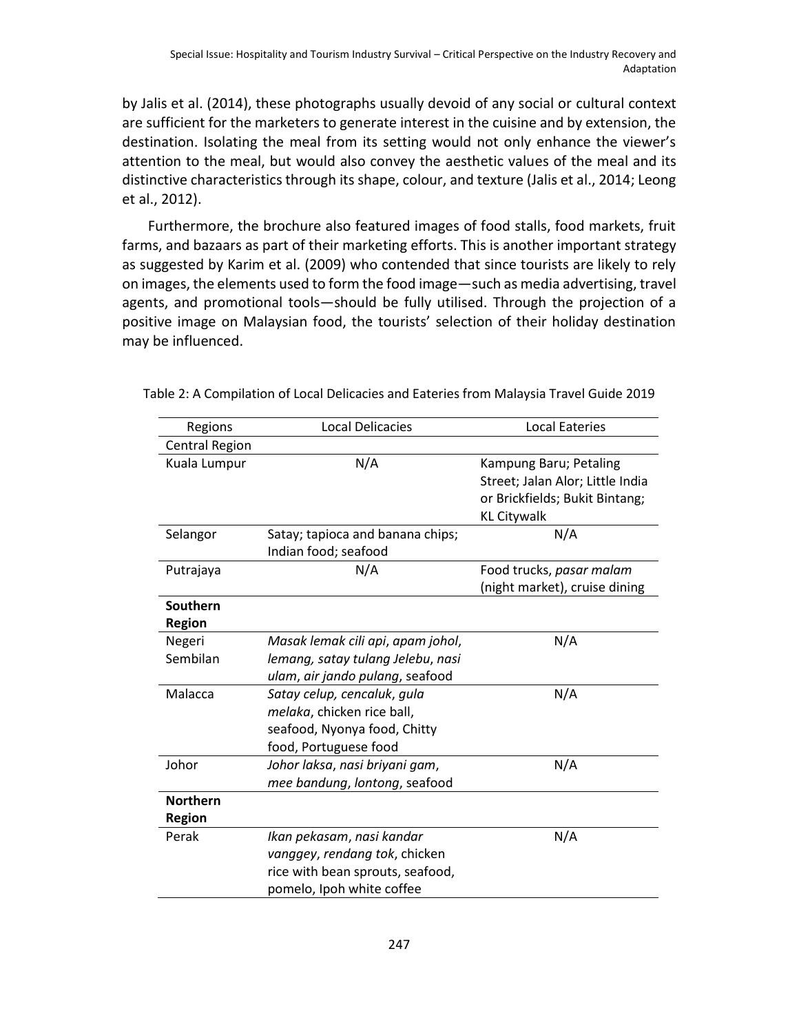by Jalis et al. (2014), these photographs usually devoid of any social or cultural context are sufficient for the marketers to generate interest in the cuisine and by extension, the destination. Isolating the meal from its setting would not only enhance the viewer's attention to the meal, but would also convey the aesthetic values of the meal and its distinctive characteristics through its shape, colour, and texture (Jalis et al., 2014; Leong et al., 2012).

Furthermore, the brochure also featured images of food stalls, food markets, fruit farms, and bazaars as part of their marketing efforts. This is another important strategy as suggested by Karim et al. (2009) who contended that since tourists are likely to rely on images, the elements used to form the food image—such as media advertising, travel agents, and promotional tools—should be fully utilised. Through the projection of a positive image on Malaysian food, the tourists' selection of their holiday destination may be influenced.

Table 2: A Compilation of Local Delicacies and Eateries from Malaysia Travel Guide 2019

| Regions | Local Delicacies | Local Eateries |
|---|---|---|
| Central Region | | |
| Kuala Lumpur | N/A | Kampung Baru; Petaling Street; Jalan Alor; Little India or Brickfields; Bukit Bintang; KL Citywalk |
| Selangor | Satay; tapioca and banana chips; Indian food; seafood | N/A |
| Putrajaya | N/A | Food trucks, *pasar malam* (night market), cruise dining |
| **Southern Region** | | |
| Negeri Sembilan | *Masak lemak cili api*, *apam johol*, *lemang*, *satay tulang Jelebu*, *nasi ulam*, *air jando pulang*, seafood | N/A |
| Malacca | *Satay celup*, *cencaluk*, *gula melaka*, chicken rice ball, seafood, Nyonya food, Chitty food, Portuguese food | N/A |
| Johor | *Johor laksa*, *nasi briyani gam*, *mee bandung*, *lontong*, seafood | N/A |
| **Northern Region** | | |
| Perak | *Ikan pekasam*, *nasi kandar vanggey*, *rendang tok*, chicken rice with bean sprouts, seafood, pomelo, Ipoh white coffee | N/A |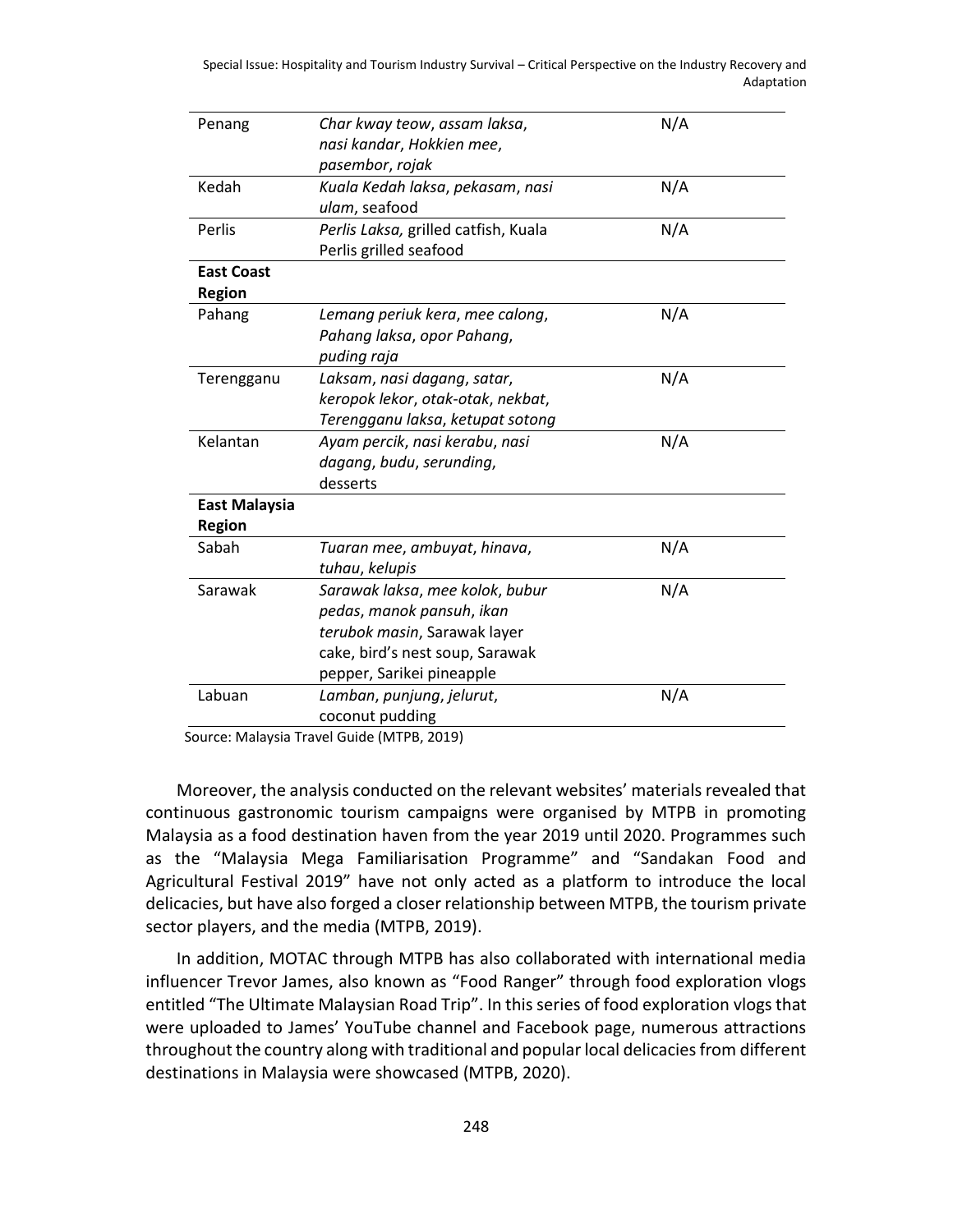| | | |
|---|---|---|
| Penang | *Char kway teow*, *assam laksa*, *nasi kandar*, *Hokkien mee*, *pasembor*, *rojak* | N/A |
| Kedah | *Kuala Kedah laksa*, *pekasam*, *nasi ulam*, seafood | N/A |
| Perlis | *Perlis Laksa,* grilled catfish, Kuala Perlis grilled seafood | N/A |
| **East Coast Region** | | |
| Pahang | *Lemang periuk kera*, *mee calong*, *Pahang laksa*, *opor Pahang*, *puding raja* | N/A |
| Terengganu | *Laksam*, *nasi dagang*, *satar*, *keropok lekor*, *otak-otak*, *nekbat*, *Terengganu laksa*, *ketupat sotong* | N/A |
| Kelantan | *Ayam percik*, *nasi kerabu*, *nasi dagang*, *budu*, *serunding*, desserts | N/A |
| **East Malaysia Region** | | |
| Sabah | *Tuaran mee*, *ambuyat*, *hinava*, *tuhau*, *kelupis* | N/A |
| Sarawak | *Sarawak laksa*, *mee kolok*, *bubur pedas*, *manok pansuh*, *ikan terubok masin*, Sarawak layer cake, bird's nest soup, Sarawak pepper, Sarikei pineapple | N/A |
| Labuan | *Lamban*, *punjung*, *jelurut*, coconut pudding | N/A |

Source: Malaysia Travel Guide (MTPB, 2019)

Moreover, the analysis conducted on the relevant websites' materials revealed that continuous gastronomic tourism campaigns were organised by MTPB in promoting Malaysia as a food destination haven from the year 2019 until 2020. Programmes such as the "Malaysia Mega Familiarisation Programme" and "Sandakan Food and Agricultural Festival 2019" have not only acted as a platform to introduce the local delicacies, but have also forged a closer relationship between MTPB, the tourism private sector players, and the media (MTPB, 2019).

In addition, MOTAC through MTPB has also collaborated with international media influencer Trevor James, also known as "Food Ranger" through food exploration vlogs entitled "The Ultimate Malaysian Road Trip". In this series of food exploration vlogs that were uploaded to James' YouTube channel and Facebook page, numerous attractions throughout the country along with traditional and popular local delicacies from different destinations in Malaysia were showcased (MTPB, 2020).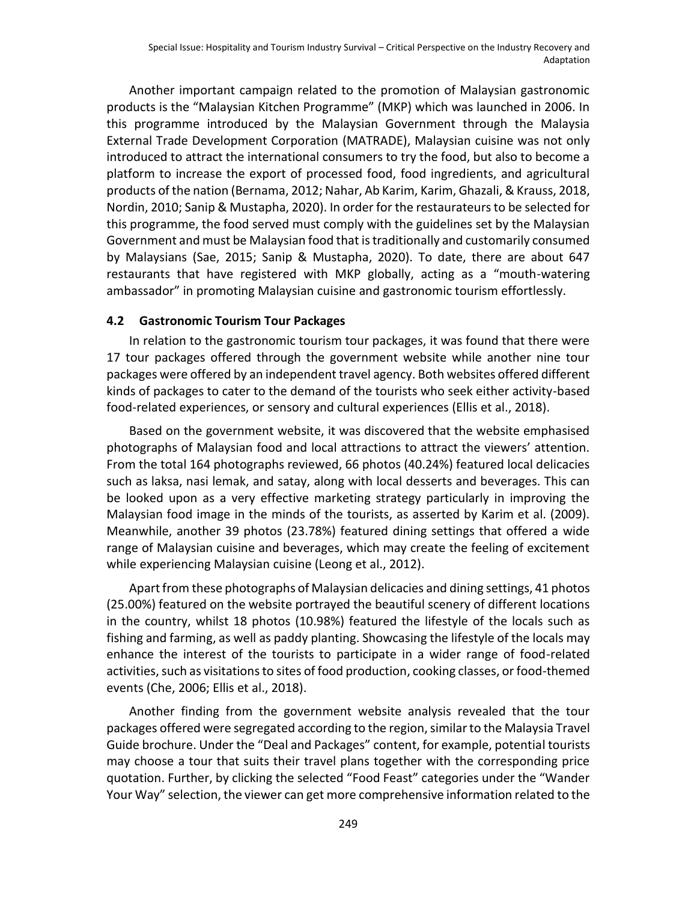Another important campaign related to the promotion of Malaysian gastronomic products is the "Malaysian Kitchen Programme" (MKP) which was launched in 2006. In this programme introduced by the Malaysian Government through the Malaysia External Trade Development Corporation (MATRADE), Malaysian cuisine was not only introduced to attract the international consumers to try the food, but also to become a platform to increase the export of processed food, food ingredients, and agricultural products of the nation (Bernama, 2012; Nahar, Ab Karim, Karim, Ghazali, & Krauss, 2018, Nordin, 2010; Sanip & Mustapha, 2020). In order for the restaurateurs to be selected for this programme, the food served must comply with the guidelines set by the Malaysian Government and must be Malaysian food that is traditionally and customarily consumed by Malaysians (Sae, 2015; Sanip & Mustapha, 2020). To date, there are about 647 restaurants that have registered with MKP globally, acting as a "mouth-watering ambassador" in promoting Malaysian cuisine and gastronomic tourism effortlessly.

### 4.2 Gastronomic Tourism Tour Packages

In relation to the gastronomic tourism tour packages, it was found that there were 17 tour packages offered through the government website while another nine tour packages were offered by an independent travel agency. Both websites offered different kinds of packages to cater to the demand of the tourists who seek either activity-based food-related experiences, or sensory and cultural experiences (Ellis et al., 2018).

Based on the government website, it was discovered that the website emphasised photographs of Malaysian food and local attractions to attract the viewers' attention. From the total 164 photographs reviewed, 66 photos (40.24%) featured local delicacies such as laksa, nasi lemak, and satay, along with local desserts and beverages. This can be looked upon as a very effective marketing strategy particularly in improving the Malaysian food image in the minds of the tourists, as asserted by Karim et al. (2009). Meanwhile, another 39 photos (23.78%) featured dining settings that offered a wide range of Malaysian cuisine and beverages, which may create the feeling of excitement while experiencing Malaysian cuisine (Leong et al., 2012).

Apart from these photographs of Malaysian delicacies and dining settings, 41 photos (25.00%) featured on the website portrayed the beautiful scenery of different locations in the country, whilst 18 photos (10.98%) featured the lifestyle of the locals such as fishing and farming, as well as paddy planting. Showcasing the lifestyle of the locals may enhance the interest of the tourists to participate in a wider range of food-related activities, such as visitations to sites of food production, cooking classes, or food-themed events (Che, 2006; Ellis et al., 2018).

Another finding from the government website analysis revealed that the tour packages offered were segregated according to the region, similar to the Malaysia Travel Guide brochure. Under the "Deal and Packages" content, for example, potential tourists may choose a tour that suits their travel plans together with the corresponding price quotation. Further, by clicking the selected "Food Feast" categories under the "Wander Your Way" selection, the viewer can get more comprehensive information related to the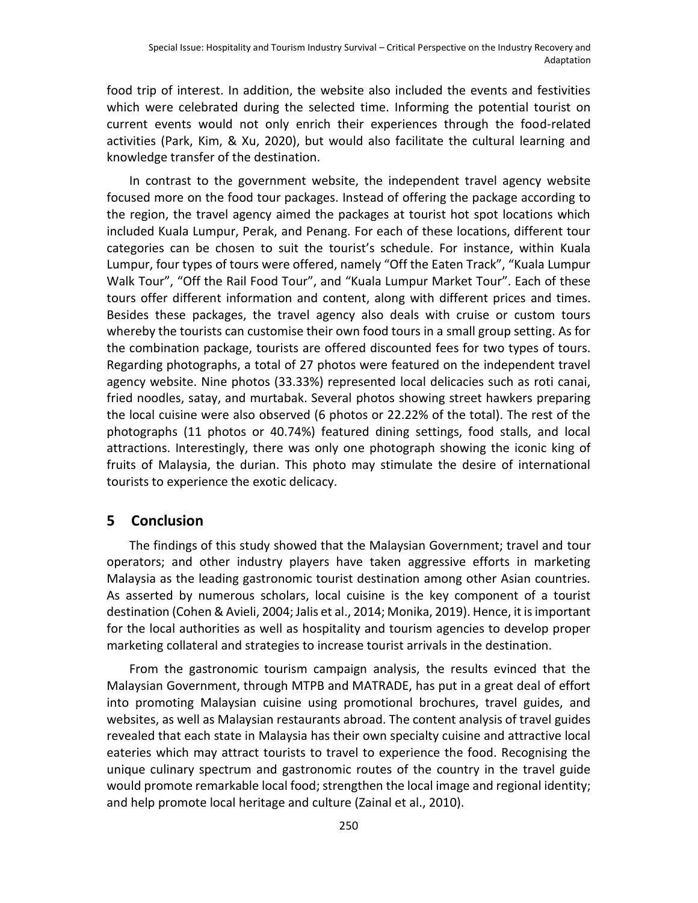food trip of interest. In addition, the website also included the events and festivities which were celebrated during the selected time. Informing the potential tourist on current events would not only enrich their experiences through the food-related activities (Park, Kim, & Xu, 2020), but would also facilitate the cultural learning and knowledge transfer of the destination.

In contrast to the government website, the independent travel agency website focused more on the food tour packages. Instead of offering the package according to the region, the travel agency aimed the packages at tourist hot spot locations which included Kuala Lumpur, Perak, and Penang. For each of these locations, different tour categories can be chosen to suit the tourist's schedule. For instance, within Kuala Lumpur, four types of tours were offered, namely "Off the Eaten Track", "Kuala Lumpur Walk Tour", "Off the Rail Food Tour", and "Kuala Lumpur Market Tour". Each of these tours offer different information and content, along with different prices and times. Besides these packages, the travel agency also deals with cruise or custom tours whereby the tourists can customise their own food tours in a small group setting. As for the combination package, tourists are offered discounted fees for two types of tours. Regarding photographs, a total of 27 photos were featured on the independent travel agency website. Nine photos (33.33%) represented local delicacies such as roti canai, fried noodles, satay, and murtabak. Several photos showing street hawkers preparing the local cuisine were also observed (6 photos or 22.22% of the total). The rest of the photographs (11 photos or 40.74%) featured dining settings, food stalls, and local attractions. Interestingly, there was only one photograph showing the iconic king of fruits of Malaysia, the durian. This photo may stimulate the desire of international tourists to experience the exotic delicacy.

## 5 Conclusion

The findings of this study showed that the Malaysian Government; travel and tour operators; and other industry players have taken aggressive efforts in marketing Malaysia as the leading gastronomic tourist destination among other Asian countries. As asserted by numerous scholars, local cuisine is the key component of a tourist destination (Cohen & Avieli, 2004; Jalis et al., 2014; Monika, 2019). Hence, it is important for the local authorities as well as hospitality and tourism agencies to develop proper marketing collateral and strategies to increase tourist arrivals in the destination.

From the gastronomic tourism campaign analysis, the results evinced that the Malaysian Government, through MTPB and MATRADE, has put in a great deal of effort into promoting Malaysian cuisine using promotional brochures, travel guides, and websites, as well as Malaysian restaurants abroad. The content analysis of travel guides revealed that each state in Malaysia has their own specialty cuisine and attractive local eateries which may attract tourists to travel to experience the food. Recognising the unique culinary spectrum and gastronomic routes of the country in the travel guide would promote remarkable local food; strengthen the local image and regional identity; and help promote local heritage and culture (Zainal et al., 2010).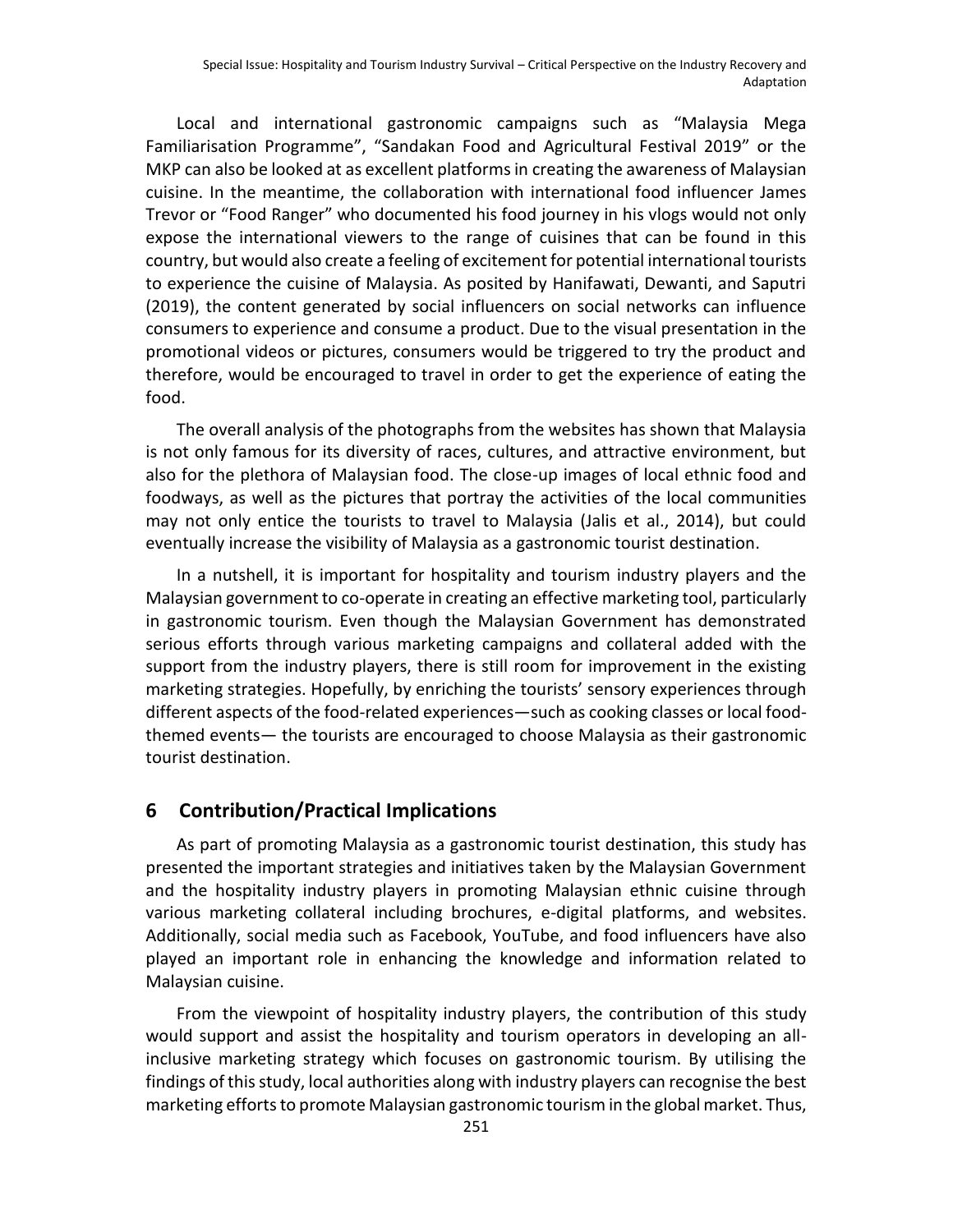Local and international gastronomic campaigns such as “Malaysia Mega Familiarisation Programme”, “Sandakan Food and Agricultural Festival 2019” or the MKP can also be looked at as excellent platforms in creating the awareness of Malaysian cuisine. In the meantime, the collaboration with international food influencer James Trevor or “Food Ranger” who documented his food journey in his vlogs would not only expose the international viewers to the range of cuisines that can be found in this country, but would also create a feeling of excitement for potential international tourists to experience the cuisine of Malaysia. As posited by Hanifawati, Dewanti, and Saputri (2019), the content generated by social influencers on social networks can influence consumers to experience and consume a product. Due to the visual presentation in the promotional videos or pictures, consumers would be triggered to try the product and therefore, would be encouraged to travel in order to get the experience of eating the food.

The overall analysis of the photographs from the websites has shown that Malaysia is not only famous for its diversity of races, cultures, and attractive environment, but also for the plethora of Malaysian food. The close-up images of local ethnic food and foodways, as well as the pictures that portray the activities of the local communities may not only entice the tourists to travel to Malaysia (Jalis et al., 2014), but could eventually increase the visibility of Malaysia as a gastronomic tourist destination.

In a nutshell, it is important for hospitality and tourism industry players and the Malaysian government to co-operate in creating an effective marketing tool, particularly in gastronomic tourism. Even though the Malaysian Government has demonstrated serious efforts through various marketing campaigns and collateral added with the support from the industry players, there is still room for improvement in the existing marketing strategies. Hopefully, by enriching the tourists’ sensory experiences through different aspects of the food-related experiences—such as cooking classes or local food-themed events— the tourists are encouraged to choose Malaysia as their gastronomic tourist destination.

## 6 Contribution/Practical Implications

As part of promoting Malaysia as a gastronomic tourist destination, this study has presented the important strategies and initiatives taken by the Malaysian Government and the hospitality industry players in promoting Malaysian ethnic cuisine through various marketing collateral including brochures, e-digital platforms, and websites. Additionally, social media such as Facebook, YouTube, and food influencers have also played an important role in enhancing the knowledge and information related to Malaysian cuisine.

From the viewpoint of hospitality industry players, the contribution of this study would support and assist the hospitality and tourism operators in developing an all-inclusive marketing strategy which focuses on gastronomic tourism. By utilising the findings of this study, local authorities along with industry players can recognise the best marketing efforts to promote Malaysian gastronomic tourism in the global market. Thus,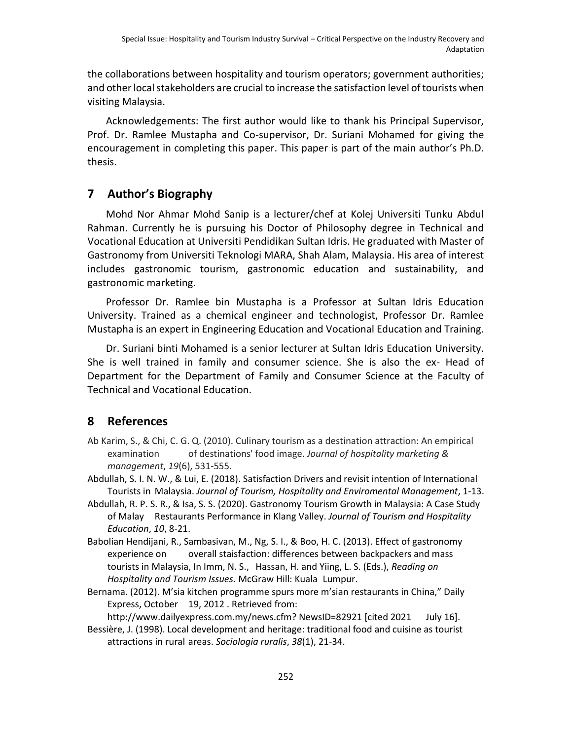the collaborations between hospitality and tourism operators; government authorities; and other local stakeholders are crucial to increase the satisfaction level of tourists when visiting Malaysia.

Acknowledgements: The first author would like to thank his Principal Supervisor, Prof. Dr. Ramlee Mustapha and Co-supervisor, Dr. Suriani Mohamed for giving the encouragement in completing this paper. This paper is part of the main author's Ph.D. thesis.

## 7 Author's Biography

Mohd Nor Ahmar Mohd Sanip is a lecturer/chef at Kolej Universiti Tunku Abdul Rahman. Currently he is pursuing his Doctor of Philosophy degree in Technical and Vocational Education at Universiti Pendidikan Sultan Idris. He graduated with Master of Gastronomy from Universiti Teknologi MARA, Shah Alam, Malaysia. His area of interest includes gastronomic tourism, gastronomic education and sustainability, and gastronomic marketing.

Professor Dr. Ramlee bin Mustapha is a Professor at Sultan Idris Education University. Trained as a chemical engineer and technologist, Professor Dr. Ramlee Mustapha is an expert in Engineering Education and Vocational Education and Training.

Dr. Suriani binti Mohamed is a senior lecturer at Sultan Idris Education University. She is well trained in family and consumer science. She is also the ex- Head of Department for the Department of Family and Consumer Science at the Faculty of Technical and Vocational Education.

## 8 References

Ab Karim, S., & Chi, C. G. Q. (2010). Culinary tourism as a destination attraction: An empirical examination of destinations' food image. *Journal of hospitality marketing & management*, *19*(6), 531-555.

Abdullah, S. I. N. W., & Lui, E. (2018). Satisfaction Drivers and revisit intention of International Tourists in Malaysia. *Journal of Tourism, Hospitality and Enviromental Management*, 1-13.

Abdullah, R. P. S. R., & Isa, S. S. (2020). Gastronomy Tourism Growth in Malaysia: A Case Study of Malay Restaurants Performance in Klang Valley. *Journal of Tourism and Hospitality Education*, *10*, 8-21.

Babolian Hendijani, R., Sambasivan, M., Ng, S. I., & Boo, H. C. (2013). Effect of gastronomy experience on overall staisfaction: differences between backpackers and mass tourists in Malaysia, In Imm, N. S., Hassan, H. and Yiing, L. S. (Eds.), *Reading on Hospitality and Tourism Issues.* McGraw Hill: Kuala Lumpur.

Bernama. (2012). M'sia kitchen programme spurs more m'sian restaurants in China," Daily Express, October 19, 2012 . Retrieved from: http://www.dailyexpress.com.my/news.cfm? NewsID=82921 [cited 2021 July 16].

Bessière, J. (1998). Local development and heritage: traditional food and cuisine as tourist attractions in rural areas. *Sociologia ruralis*, *38*(1), 21-34.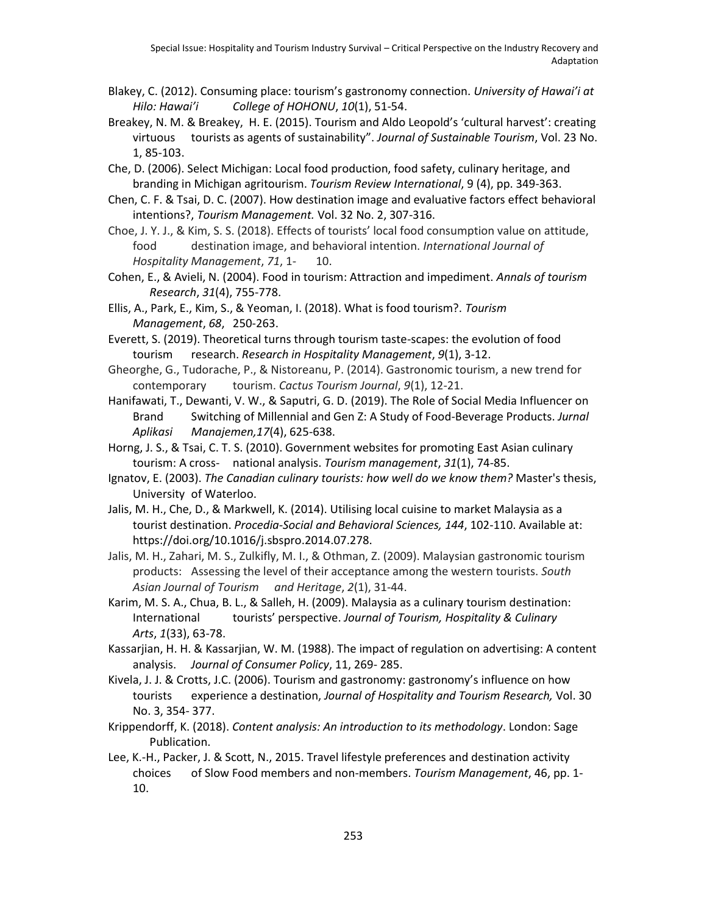Blakey, C. (2012). Consuming place: tourism's gastronomy connection. *University of Hawai'i at Hilo: Hawai'i College of HOHONU*, *10*(1), 51-54.

Breakey, N. M. & Breakey, H. E. (2015). Tourism and Aldo Leopold's 'cultural harvest': creating virtuous tourists as agents of sustainability". *Journal of Sustainable Tourism*, Vol. 23 No. 1, 85-103.

Che, D. (2006). Select Michigan: Local food production, food safety, culinary heritage, and branding in Michigan agritourism. *Tourism Review International*, 9 (4), pp. 349-363.

Chen, C. F. & Tsai, D. C. (2007). How destination image and evaluative factors effect behavioral intentions?, *Tourism Management.* Vol. 32 No. 2, 307-316.

Choe, J. Y. J., & Kim, S. S. (2018). Effects of tourists' local food consumption value on attitude, food destination image, and behavioral intention. *International Journal of Hospitality Management*, *71*, 1- 10.

Cohen, E., & Avieli, N. (2004). Food in tourism: Attraction and impediment. *Annals of tourism Research*, *31*(4), 755-778.

Ellis, A., Park, E., Kim, S., & Yeoman, I. (2018). What is food tourism?. *Tourism Management*, *68*, 250-263.

Everett, S. (2019). Theoretical turns through tourism taste-scapes: the evolution of food tourism research. *Research in Hospitality Management*, *9*(1), 3-12.

Gheorghe, G., Tudorache, P., & Nistoreanu, P. (2014). Gastronomic tourism, a new trend for contemporary tourism. *Cactus Tourism Journal*, *9*(1), 12-21.

Hanifawati, T., Dewanti, V. W., & Saputri, G. D. (2019). The Role of Social Media Influencer on Brand Switching of Millennial and Gen Z: A Study of Food-Beverage Products. *Jurnal Aplikasi Manajemen,17*(4), 625-638.

Horng, J. S., & Tsai, C. T. S. (2010). Government websites for promoting East Asian culinary tourism: A cross- national analysis. *Tourism management*, *31*(1), 74-85.

Ignatov, E. (2003). *The Canadian culinary tourists: how well do we know them?* Master's thesis, University of Waterloo.

Jalis, M. H., Che, D., & Markwell, K. (2014). Utilising local cuisine to market Malaysia as a tourist destination. *Procedia-Social and Behavioral Sciences, 144*, 102-110. Available at: https://doi.org/10.1016/j.sbspro.2014.07.278.

Jalis, M. H., Zahari, M. S., Zulkifly, M. I., & Othman, Z. (2009). Malaysian gastronomic tourism products: Assessing the level of their acceptance among the western tourists. *South Asian Journal of Tourism and Heritage*, *2*(1), 31-44.

Karim, M. S. A., Chua, B. L., & Salleh, H. (2009). Malaysia as a culinary tourism destination: International tourists' perspective. *Journal of Tourism, Hospitality & Culinary Arts*, *1*(33), 63-78.

Kassarjian, H. H. & Kassarjian, W. M. (1988). The impact of regulation on advertising: A content analysis. *Journal of Consumer Policy*, 11, 269- 285.

Kivela, J. J. & Crotts, J.C. (2006). Tourism and gastronomy: gastronomy's influence on how tourists experience a destination, *Journal of Hospitality and Tourism Research,* Vol. 30 No. 3, 354- 377.

Krippendorff, K. (2018). *Content analysis: An introduction to its methodology*. London: Sage Publication.

Lee, K.-H., Packer, J. & Scott, N., 2015. Travel lifestyle preferences and destination activity choices of Slow Food members and non-members. *Tourism Management*, 46, pp. 1-10.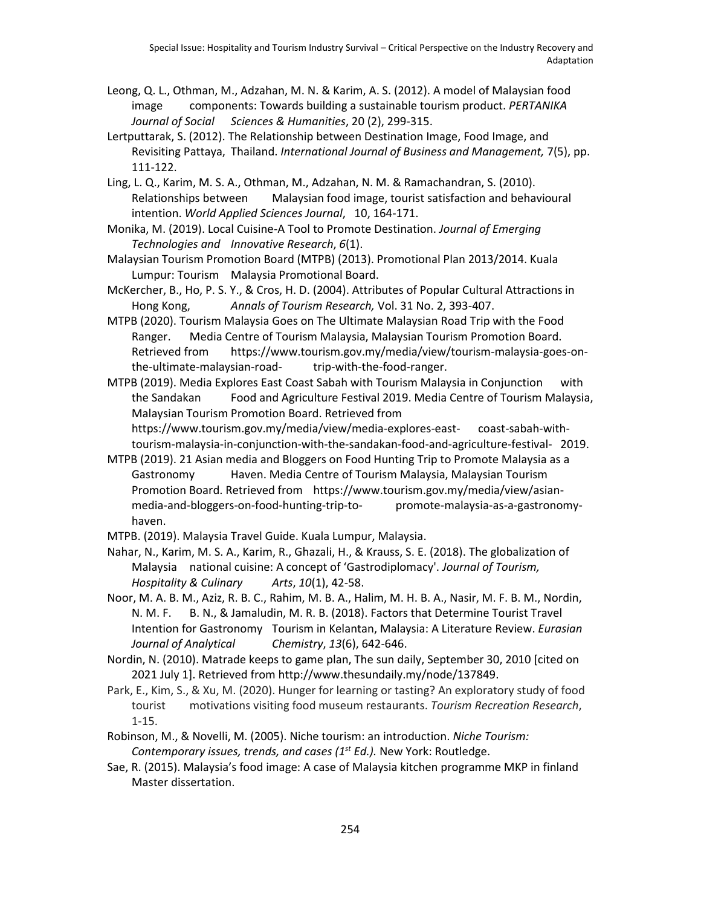Leong, Q. L., Othman, M., Adzahan, M. N. & Karim, A. S. (2012). A model of Malaysian food image components: Towards building a sustainable tourism product. *PERTANIKA Journal of Social Sciences & Humanities*, 20 (2), 299-315.

Lertputtarak, S. (2012). The Relationship between Destination Image, Food Image, and Revisiting Pattaya, Thailand. *International Journal of Business and Management,* 7(5), pp. 111-122.

Ling, L. Q., Karim, M. S. A., Othman, M., Adzahan, N. M. & Ramachandran, S. (2010). Relationships between Malaysian food image, tourist satisfaction and behavioural intention. *World Applied Sciences Journal*, 10, 164-171.

Monika, M. (2019). Local Cuisine-A Tool to Promote Destination. *Journal of Emerging Technologies and Innovative Research*, *6*(1).

Malaysian Tourism Promotion Board (MTPB) (2013). Promotional Plan 2013/2014. Kuala Lumpur: Tourism Malaysia Promotional Board.

McKercher, B., Ho, P. S. Y., & Cros, H. D. (2004). Attributes of Popular Cultural Attractions in Hong Kong, *Annals of Tourism Research,* Vol. 31 No. 2, 393-407.

MTPB (2020). Tourism Malaysia Goes on The Ultimate Malaysian Road Trip with the Food Ranger. Media Centre of Tourism Malaysia, Malaysian Tourism Promotion Board. Retrieved from https://www.tourism.gov.my/media/view/tourism-malaysia-goes-on-the-ultimate-malaysian-road-trip-with-the-food-ranger.

MTPB (2019). Media Explores East Coast Sabah with Tourism Malaysia in Conjunction with the Sandakan Food and Agriculture Festival 2019. Media Centre of Tourism Malaysia, Malaysian Tourism Promotion Board. Retrieved from https://www.tourism.gov.my/media/view/media-explores-east-coast-sabah-with-tourism-malaysia-in-conjunction-with-the-sandakan-food-and-agriculture-festival-2019.

MTPB (2019). 21 Asian media and Bloggers on Food Hunting Trip to Promote Malaysia as a Gastronomy Haven. Media Centre of Tourism Malaysia, Malaysian Tourism Promotion Board. Retrieved from https://www.tourism.gov.my/media/view/asian-media-and-bloggers-on-food-hunting-trip-to-promote-malaysia-as-a-gastronomy-haven.

MTPB. (2019). Malaysia Travel Guide. Kuala Lumpur, Malaysia.

Nahar, N., Karim, M. S. A., Karim, R., Ghazali, H., & Krauss, S. E. (2018). The globalization of Malaysia national cuisine: A concept of 'Gastrodiplomacy'. *Journal of Tourism, Hospitality & Culinary Arts*, *10*(1), 42-58.

Noor, M. A. B. M., Aziz, R. B. C., Rahim, M. B. A., Halim, M. H. B. A., Nasir, M. F. B. M., Nordin, N. M. F. B. N., & Jamaludin, M. R. B. (2018). Factors that Determine Tourist Travel Intention for Gastronomy Tourism in Kelantan, Malaysia: A Literature Review. *Eurasian Journal of Analytical Chemistry*, *13*(6), 642-646.

Nordin, N. (2010). Matrade keeps to game plan, The sun daily, September 30, 2010 [cited on 2021 July 1]. Retrieved from http://www.thesundaily.my/node/137849.

Park, E., Kim, S., & Xu, M. (2020). Hunger for learning or tasting? An exploratory study of food tourist motivations visiting food museum restaurants. *Tourism Recreation Research*, 1-15.

Robinson, M., & Novelli, M. (2005). Niche tourism: an introduction. *Niche Tourism: Contemporary issues, trends, and cases (1st Ed.).* New York: Routledge.

Sae, R. (2015). Malaysia's food image: A case of Malaysia kitchen programme MKP in finland Master dissertation.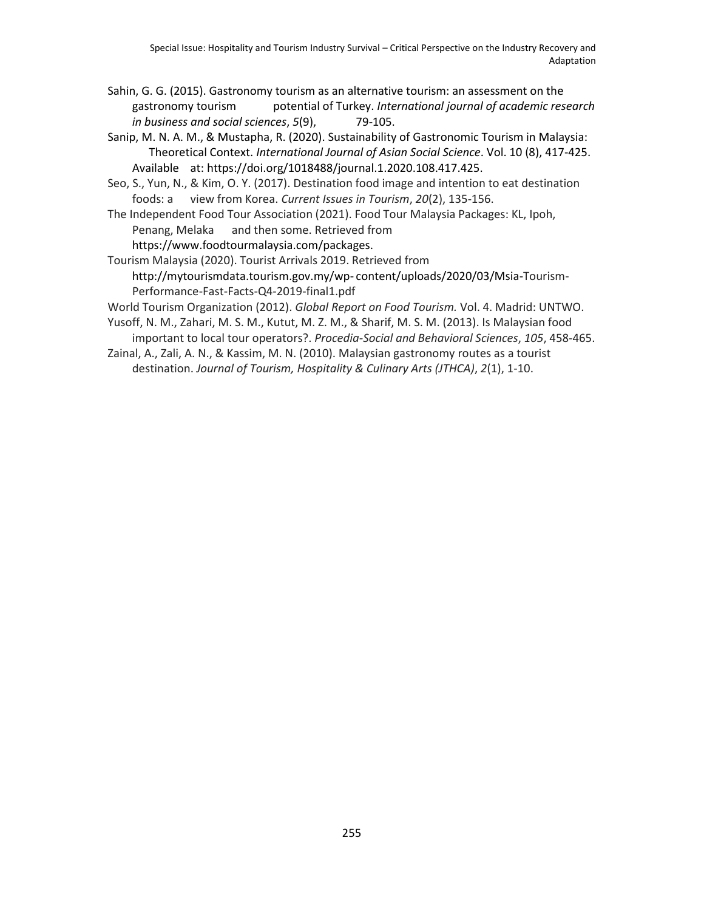Sahin, G. G. (2015). Gastronomy tourism as an alternative tourism: an assessment on the gastronomy tourism potential of Turkey. *International journal of academic research in business and social sciences*, *5*(9), 79-105.

Sanip, M. N. A. M., & Mustapha, R. (2020). Sustainability of Gastronomic Tourism in Malaysia: Theoretical Context. *International Journal of Asian Social Science*. Vol. 10 (8), 417-425. Available at: https://doi.org/1018488/journal.1.2020.108.417.425.

Seo, S., Yun, N., & Kim, O. Y. (2017). Destination food image and intention to eat destination foods: a view from Korea. *Current Issues in Tourism*, *20*(2), 135-156.

The Independent Food Tour Association (2021). Food Tour Malaysia Packages: KL, Ipoh, Penang, Melaka and then some. Retrieved from https://www.foodtourmalaysia.com/packages.

Tourism Malaysia (2020). Tourist Arrivals 2019. Retrieved from http://mytourismdata.tourism.gov.my/wp-content/uploads/2020/03/Msia-Tourism-Performance-Fast-Facts-Q4-2019-final1.pdf

World Tourism Organization (2012). *Global Report on Food Tourism.* Vol. 4. Madrid: UNTWO.

Yusoff, N. M., Zahari, M. S. M., Kutut, M. Z. M., & Sharif, M. S. M. (2013). Is Malaysian food important to local tour operators?. *Procedia-Social and Behavioral Sciences*, *105*, 458-465.

Zainal, A., Zali, A. N., & Kassim, M. N. (2010). Malaysian gastronomy routes as a tourist destination. *Journal of Tourism, Hospitality & Culinary Arts (JTHCA)*, *2*(1), 1-10.